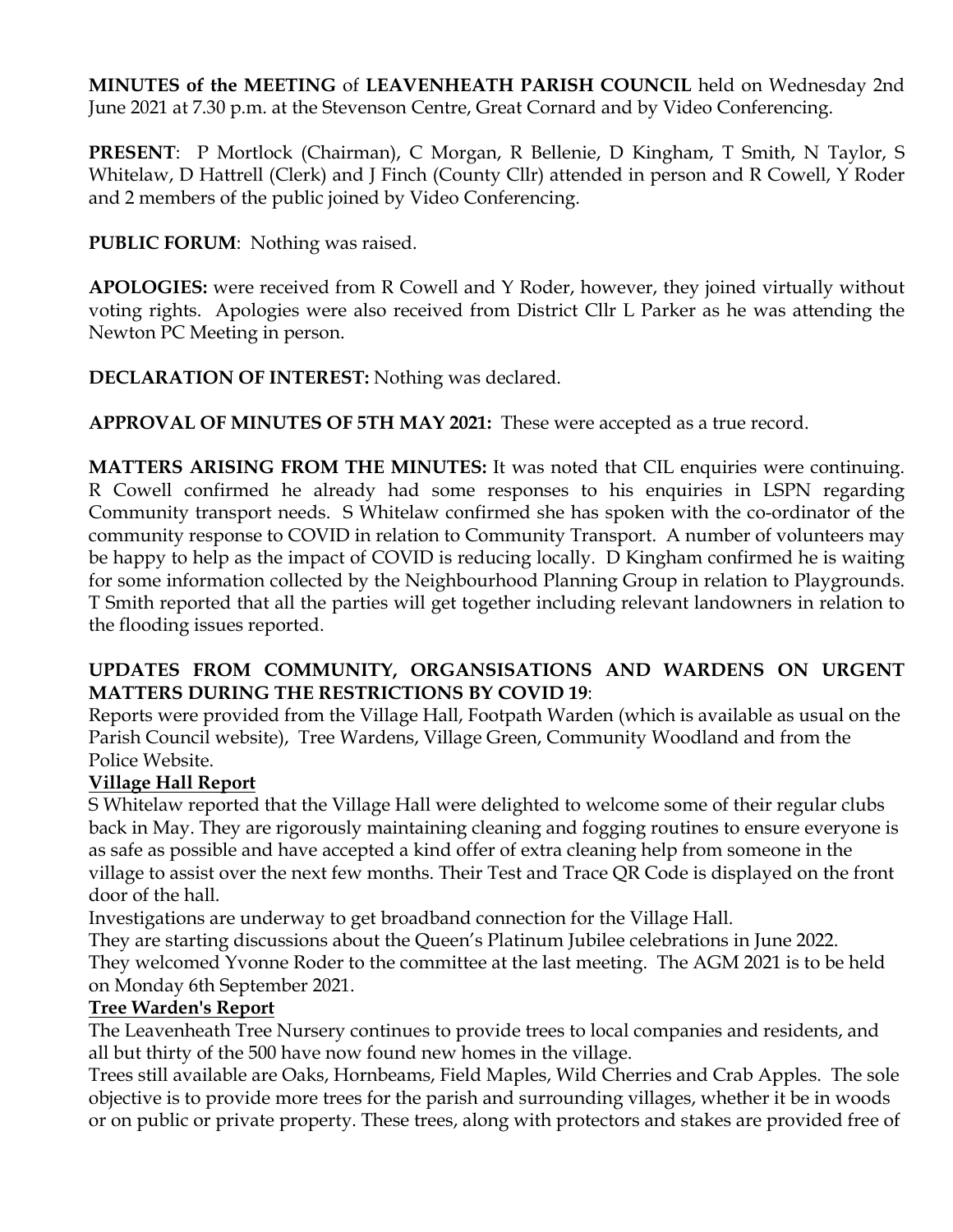**MINUTES of the MEETING** of **LEAVENHEATH PARISH COUNCIL** held on Wednesday 2nd June 2021 at 7.30 p.m. at the Stevenson Centre, Great Cornard and by Video Conferencing.

**PRESENT**: P Mortlock (Chairman), C Morgan, R Bellenie, D Kingham, T Smith, N Taylor, S Whitelaw, D Hattrell (Clerk) and J Finch (County Cllr) attended in person and R Cowell, Y Roder and 2 members of the public joined by Video Conferencing.

**PUBLIC FORUM**: Nothing was raised.

**APOLOGIES:** were received from R Cowell and Y Roder, however, they joined virtually without voting rights. Apologies were also received from District Cllr L Parker as he was attending the Newton PC Meeting in person.

**DECLARATION OF INTEREST:** Nothing was declared.

**APPROVAL OF MINUTES OF 5TH MAY 2021:** These were accepted as a true record.

**MATTERS ARISING FROM THE MINUTES:** It was noted that CIL enquiries were continuing. R Cowell confirmed he already had some responses to his enquiries in LSPN regarding Community transport needs. S Whitelaw confirmed she has spoken with the co-ordinator of the community response to COVID in relation to Community Transport. A number of volunteers may be happy to help as the impact of COVID is reducing locally. D Kingham confirmed he is waiting for some information collected by the Neighbourhood Planning Group in relation to Playgrounds. T Smith reported that all the parties will get together including relevant landowners in relation to the flooding issues reported.

**UPDATES FROM COMMUNITY, ORGANSISATIONS AND WARDENS ON URGENT MATTERS DURING THE RESTRICTIONS BY COVID 19**:

Reports were provided from the Village Hall, Footpath Warden (which is available as usual on the Parish Council website), Tree Wardens, Village Green, Community Woodland and from the Police Website.

**Village Hall Report**

S Whitelaw reported that the Village Hall were delighted to welcome some of their regular clubs back in May. They are rigorously maintaining cleaning and fogging routines to ensure everyone is as safe as possible and have accepted a kind offer of extra cleaning help from someone in the village to assist over the next few months. Their Test and Trace QR Code is displayed on the front door of the hall.

Investigations are underway to get broadband connection for the Village Hall.

They are starting discussions about the Queen's Platinum Jubilee celebrations in June 2022.

They welcomed Yvonne Roder to the committee at the last meeting. The AGM 2021 is to be held on Monday 6th September 2021.

**Tree Warden's Report**

The Leavenheath Tree Nursery continues to provide trees to local companies and residents, and all but thirty of the 500 have now found new homes in the village.

Trees still available are Oaks, Hornbeams, Field Maples, Wild Cherries and Crab Apples. The sole objective is to provide more trees for the parish and surrounding villages, whether it be in woods or on public or private property. These trees, along with protectors and stakes are provided free of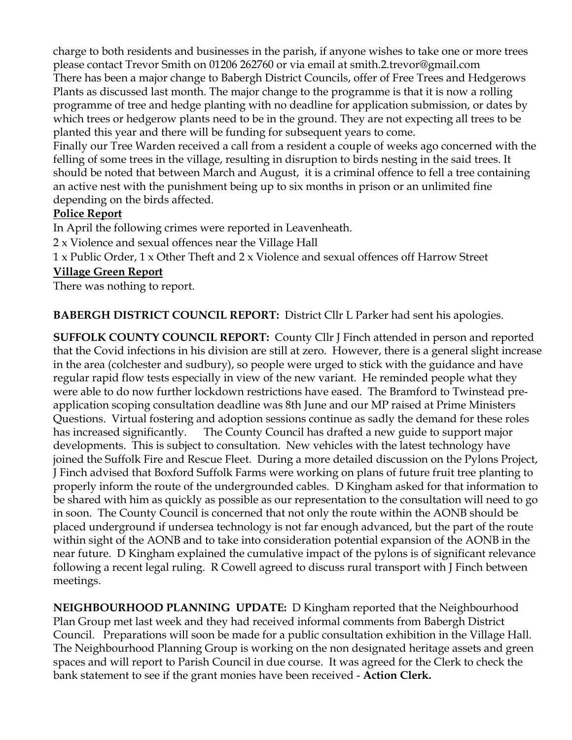charge to both residents and businesses in the parish, if anyone wishes to take one or more trees please contact Trevor Smith on 01206 262760 or via email at smith.2.trevor@gmail.com
There has been a major change to Babergh District Councils, offer of Free Trees and Hedgerows Plants as discussed last month. The major change to the programme is that it is now a rolling programme of tree and hedge planting with no deadline for application submission, or dates by which trees or hedgerow plants need to be in the ground. They are not expecting all trees to be planted this year and there will be funding for subsequent years to come.
Finally our Tree Warden received a call from a resident a couple of weeks ago concerned with the felling of some trees in the village, resulting in disruption to birds nesting in the said trees. It should be noted that between March and August, it is a criminal offence to fell a tree containing an active nest with the punishment being up to six months in prison or an unlimited fine depending on the birds affected.

**Police Report**

In April the following crimes were reported in Leavenheath.
2 x Violence and sexual offences near the Village Hall
1 x Public Order, 1 x Other Theft and 2 x Violence and sexual offences off Harrow Street

**Village Green Report**

There was nothing to report.

**BABERGH DISTRICT COUNCIL REPORT:** District Cllr L Parker had sent his apologies.

**SUFFOLK COUNTY COUNCIL REPORT:** County Cllr J Finch attended in person and reported that the Covid infections in his division are still at zero. However, there is a general slight increase in the area (colchester and sudbury), so people were urged to stick with the guidance and have regular rapid flow tests especially in view of the new variant. He reminded people what they were able to do now further lockdown restrictions have eased. The Bramford to Twinstead pre-application scoping consultation deadline was 8th June and our MP raised at Prime Ministers Questions. Virtual fostering and adoption sessions continue as sadly the demand for these roles has increased significantly. The County Council has drafted a new guide to support major developments. This is subject to consultation. New vehicles with the latest technology have joined the Suffolk Fire and Rescue Fleet. During a more detailed discussion on the Pylons Project, J Finch advised that Boxford Suffolk Farms were working on plans of future fruit tree planting to properly inform the route of the undergrounded cables. D Kingham asked for that information to be shared with him as quickly as possible as our representation to the consultation will need to go in soon. The County Council is concerned that not only the route within the AONB should be placed underground if undersea technology is not far enough advanced, but the part of the route within sight of the AONB and to take into consideration potential expansion of the AONB in the near future. D Kingham explained the cumulative impact of the pylons is of significant relevance following a recent legal ruling. R Cowell agreed to discuss rural transport with J Finch between meetings.

**NEIGHBOURHOOD PLANNING UPDATE:** D Kingham reported that the Neighbourhood Plan Group met last week and they had received informal comments from Babergh District Council. Preparations will soon be made for a public consultation exhibition in the Village Hall. The Neighbourhood Planning Group is working on the non designated heritage assets and green spaces and will report to Parish Council in due course. It was agreed for the Clerk to check the bank statement to see if the grant monies have been received - **Action Clerk.**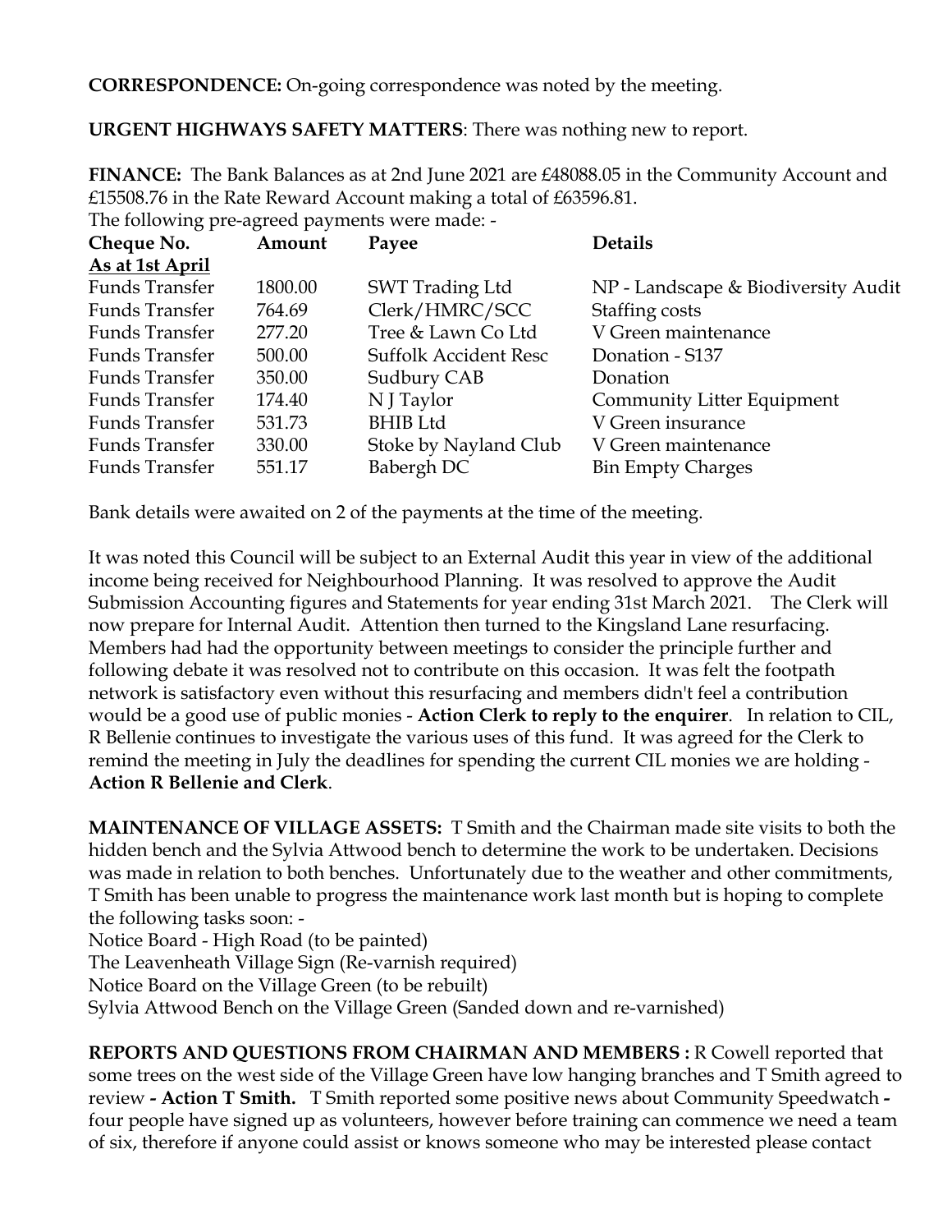**CORRESPONDENCE:** On-going correspondence was noted by the meeting.

**URGENT HIGHWAYS SAFETY MATTERS**: There was nothing new to report.

**FINANCE:** The Bank Balances as at 2nd June 2021 are £48088.05 in the Community Account and £15508.76 in the Rate Reward Account making a total of £63596.81.
The following pre-agreed payments were made: -

| Cheque No. | Amount | Payee | Details |
|---|---|---|---|
| **As at 1st April** | | | |
| Funds Transfer | 1800.00 | SWT Trading Ltd | NP - Landscape & Biodiversity Audit |
| Funds Transfer | 764.69 | Clerk/HMRC/SCC | Staffing costs |
| Funds Transfer | 277.20 | Tree & Lawn Co Ltd | V Green maintenance |
| Funds Transfer | 500.00 | Suffolk Accident Resc | Donation - S137 |
| Funds Transfer | 350.00 | Sudbury CAB | Donation |
| Funds Transfer | 174.40 | N J Taylor | Community Litter Equipment |
| Funds Transfer | 531.73 | BHIB Ltd | V Green insurance |
| Funds Transfer | 330.00 | Stoke by Nayland Club | V Green maintenance |
| Funds Transfer | 551.17 | Babergh DC | Bin Empty Charges |

Bank details were awaited on 2 of the payments at the time of the meeting.

It was noted this Council will be subject to an External Audit this year in view of the additional income being received for Neighbourhood Planning. It was resolved to approve the Audit Submission Accounting figures and Statements for year ending 31st March 2021. The Clerk will now prepare for Internal Audit. Attention then turned to the Kingsland Lane resurfacing. Members had had the opportunity between meetings to consider the principle further and following debate it was resolved not to contribute on this occasion. It was felt the footpath network is satisfactory even without this resurfacing and members didn't feel a contribution would be a good use of public monies - **Action Clerk to reply to the enquirer**. In relation to CIL, R Bellenie continues to investigate the various uses of this fund. It was agreed for the Clerk to remind the meeting in July the deadlines for spending the current CIL monies we are holding - **Action R Bellenie and Clerk**.

**MAINTENANCE OF VILLAGE ASSETS:** T Smith and the Chairman made site visits to both the hidden bench and the Sylvia Attwood bench to determine the work to be undertaken. Decisions was made in relation to both benches. Unfortunately due to the weather and other commitments, T Smith has been unable to progress the maintenance work last month but is hoping to complete the following tasks soon: -
Notice Board - High Road (to be painted)
The Leavenheath Village Sign (Re-varnish required)
Notice Board on the Village Green (to be rebuilt)
Sylvia Attwood Bench on the Village Green (Sanded down and re-varnished)

**REPORTS AND QUESTIONS FROM CHAIRMAN AND MEMBERS :** R Cowell reported that some trees on the west side of the Village Green have low hanging branches and T Smith agreed to review **- Action T Smith.** T Smith reported some positive news about Community Speedwatch **-** four people have signed up as volunteers, however before training can commence we need a team of six, therefore if anyone could assist or knows someone who may be interested please contact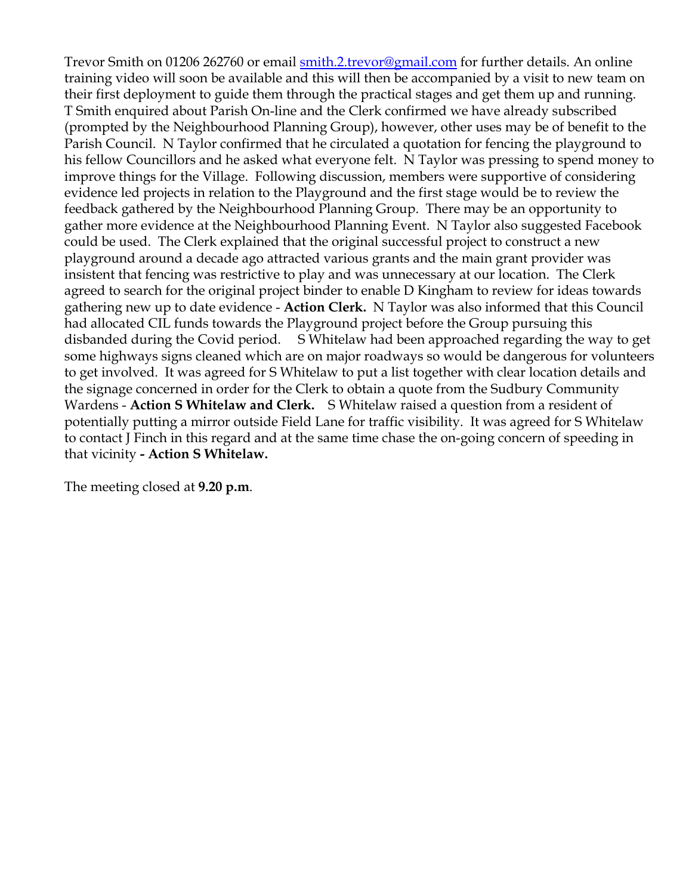Trevor Smith on 01206 262760 or email [smith.2.trevor@gmail.com](mailto:smith.2.trevor@gmail.com) for further details. An online training video will soon be available and this will then be accompanied by a visit to new team on their first deployment to guide them through the practical stages and get them up and running. T Smith enquired about Parish On-line and the Clerk confirmed we have already subscribed (prompted by the Neighbourhood Planning Group), however, other uses may be of benefit to the Parish Council. N Taylor confirmed that he circulated a quotation for fencing the playground to his fellow Councillors and he asked what everyone felt. N Taylor was pressing to spend money to improve things for the Village. Following discussion, members were supportive of considering evidence led projects in relation to the Playground and the first stage would be to review the feedback gathered by the Neighbourhood Planning Group. There may be an opportunity to gather more evidence at the Neighbourhood Planning Event. N Taylor also suggested Facebook could be used. The Clerk explained that the original successful project to construct a new playground around a decade ago attracted various grants and the main grant provider was insistent that fencing was restrictive to play and was unnecessary at our location. The Clerk agreed to search for the original project binder to enable D Kingham to review for ideas towards gathering new up to date evidence - **Action Clerk.** N Taylor was also informed that this Council had allocated CIL funds towards the Playground project before the Group pursuing this disbanded during the Covid period. S Whitelaw had been approached regarding the way to get some highways signs cleaned which are on major roadways so would be dangerous for volunteers to get involved. It was agreed for S Whitelaw to put a list together with clear location details and the signage concerned in order for the Clerk to obtain a quote from the Sudbury Community Wardens - **Action S Whitelaw and Clerk.** S Whitelaw raised a question from a resident of potentially putting a mirror outside Field Lane for traffic visibility. It was agreed for S Whitelaw to contact J Finch in this regard and at the same time chase the on-going concern of speeding in that vicinity **- Action S Whitelaw.**

The meeting closed at **9.20 p.m**.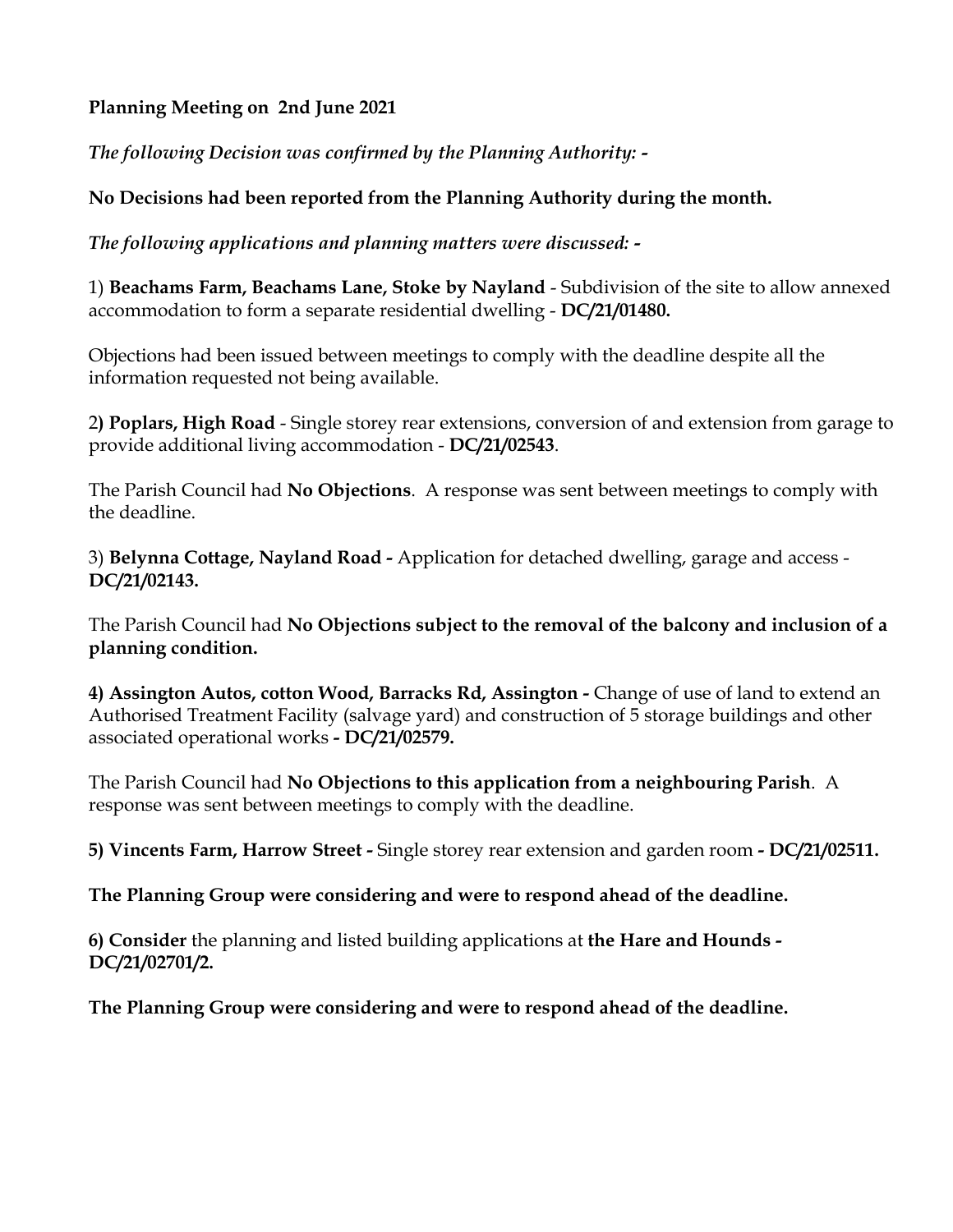**Planning Meeting on 2nd June 2021**

*The following Decision was confirmed by the Planning Authority: -*

**No Decisions had been reported from the Planning Authority during the month.**

*The following applications and planning matters were discussed: -*

1) **Beachams Farm, Beachams Lane, Stoke by Nayland** - Subdivision of the site to allow annexed accommodation to form a separate residential dwelling - **DC/21/01480.**

Objections had been issued between meetings to comply with the deadline despite all the information requested not being available.

2**) Poplars, High Road** - Single storey rear extensions, conversion of and extension from garage to provide additional living accommodation - **DC/21/02543**.

The Parish Council had **No Objections**. A response was sent between meetings to comply with the deadline.

3) **Belynna Cottage, Nayland Road -** Application for detached dwelling, garage and access - **DC/21/02143.**

The Parish Council had **No Objections subject to the removal of the balcony and inclusion of a planning condition.**

**4) Assington Autos, cotton Wood, Barracks Rd, Assington -** Change of use of land to extend an Authorised Treatment Facility (salvage yard) and construction of 5 storage buildings and other associated operational works **- DC/21/02579.**

The Parish Council had **No Objections to this application from a neighbouring Parish**. A response was sent between meetings to comply with the deadline.

**5) Vincents Farm, Harrow Street -** Single storey rear extension and garden room **- DC/21/02511.**

**The Planning Group were considering and were to respond ahead of the deadline.**

**6) Consider** the planning and listed building applications at **the Hare and Hounds - DC/21/02701/2.**

**The Planning Group were considering and were to respond ahead of the deadline.**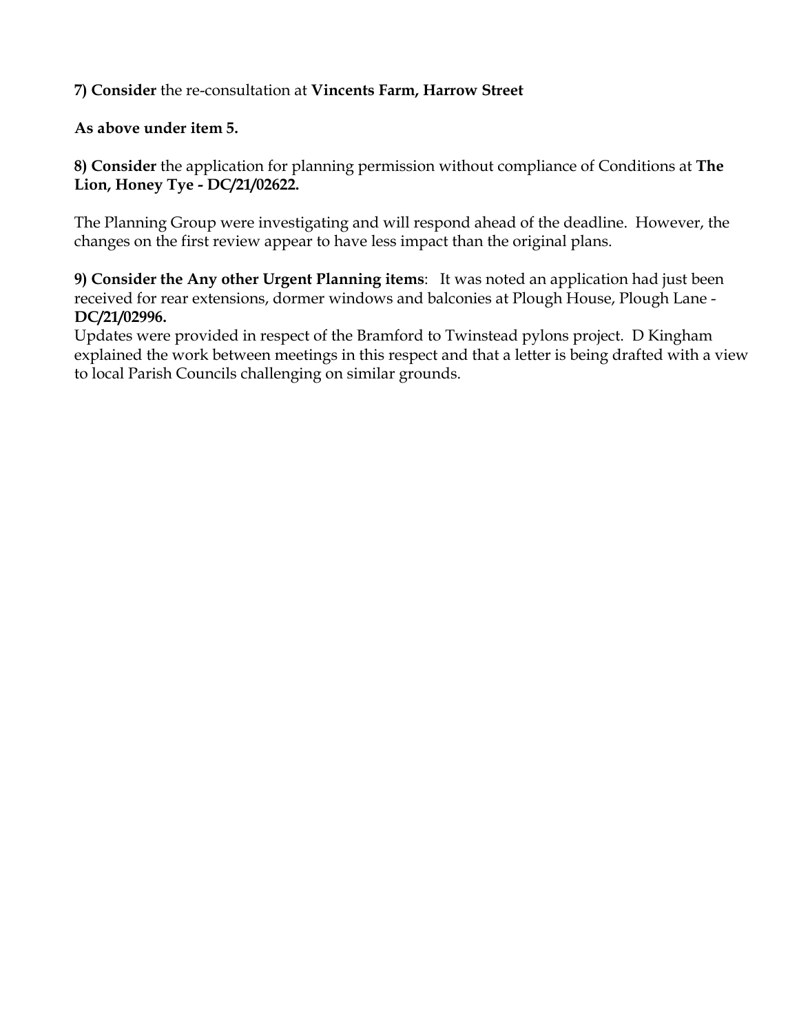**7) Consider** the re-consultation at **Vincents Farm, Harrow Street**

**As above under item 5.**

**8) Consider** the application for planning permission without compliance of Conditions at **The Lion, Honey Tye - DC/21/02622.**

The Planning Group were investigating and will respond ahead of the deadline. However, the changes on the first review appear to have less impact than the original plans.

**9) Consider the Any other Urgent Planning items**: It was noted an application had just been received for rear extensions, dormer windows and balconies at Plough House, Plough Lane - **DC/21/02996.**

Updates were provided in respect of the Bramford to Twinstead pylons project. D Kingham explained the work between meetings in this respect and that a letter is being drafted with a view to local Parish Councils challenging on similar grounds.